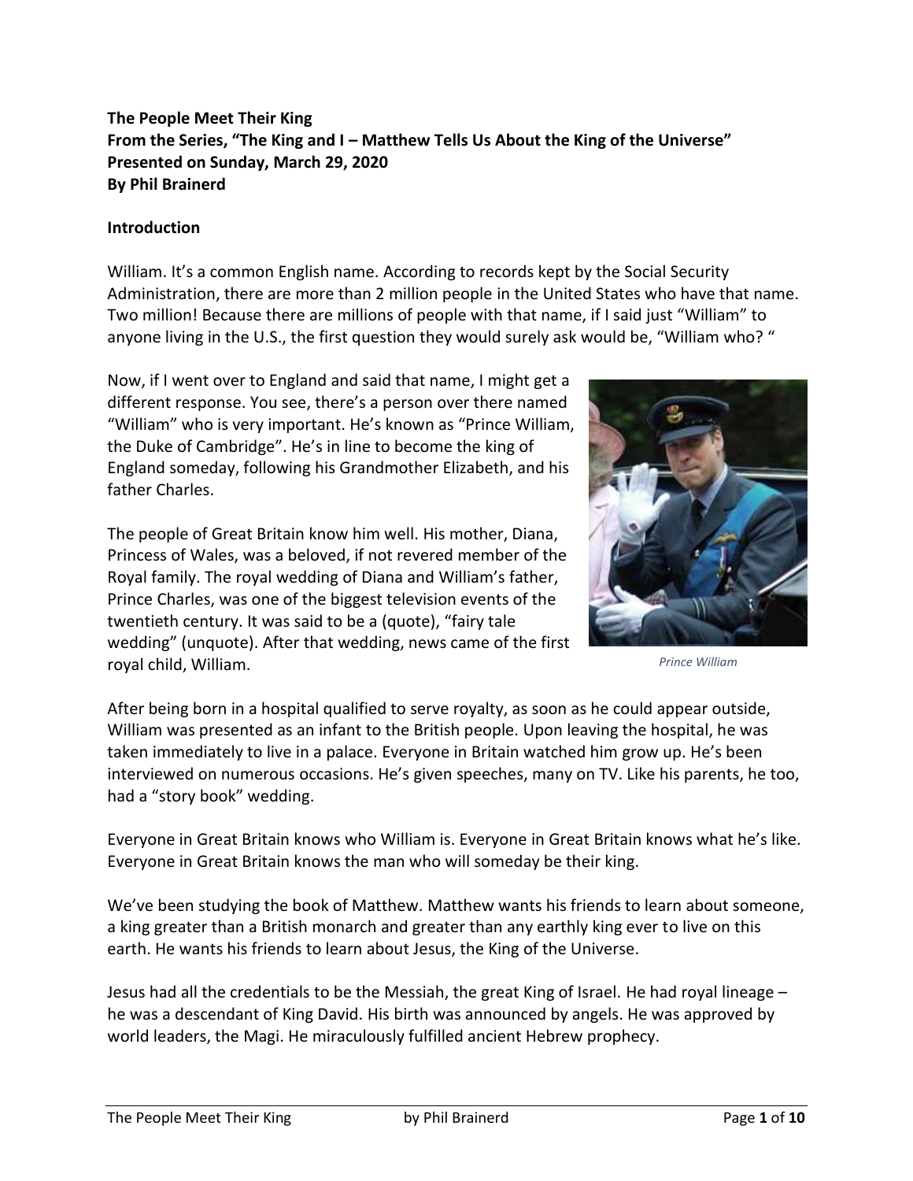**The People Meet Their King**
**From the Series, "The King and I – Matthew Tells Us About the King of the Universe"**
**Presented on Sunday, March 29, 2020**
**By Phil Brainerd**

## Introduction

William. It's a common English name. According to records kept by the Social Security Administration, there are more than 2 million people in the United States who have that name. Two million! Because there are millions of people with that name, if I said just "William" to anyone living in the U.S., the first question they would surely ask would be, "William who? "

Now, if I went over to England and said that name, I might get a different response. You see, there's a person over there named "William" who is very important. He's known as "Prince William, the Duke of Cambridge". He's in line to become the king of England someday, following his Grandmother Elizabeth, and his father Charles.

The people of Great Britain know him well. His mother, Diana, Princess of Wales, was a beloved, if not revered member of the Royal family. The royal wedding of Diana and William's father, Prince Charles, was one of the biggest television events of the twentieth century. It was said to be a (quote), "fairy tale wedding" (unquote). After that wedding, news came of the first royal child, William.

*Prince William*

After being born in a hospital qualified to serve royalty, as soon as he could appear outside, William was presented as an infant to the British people. Upon leaving the hospital, he was taken immediately to live in a palace. Everyone in Britain watched him grow up. He's been interviewed on numerous occasions. He's given speeches, many on TV. Like his parents, he too, had a "story book" wedding.

Everyone in Great Britain knows who William is. Everyone in Great Britain knows what he's like. Everyone in Great Britain knows the man who will someday be their king.

We've been studying the book of Matthew. Matthew wants his friends to learn about someone, a king greater than a British monarch and greater than any earthly king ever to live on this earth. He wants his friends to learn about Jesus, the King of the Universe.

Jesus had all the credentials to be the Messiah, the great King of Israel. He had royal lineage – he was a descendant of King David. His birth was announced by angels. He was approved by world leaders, the Magi. He miraculously fulfilled ancient Hebrew prophecy.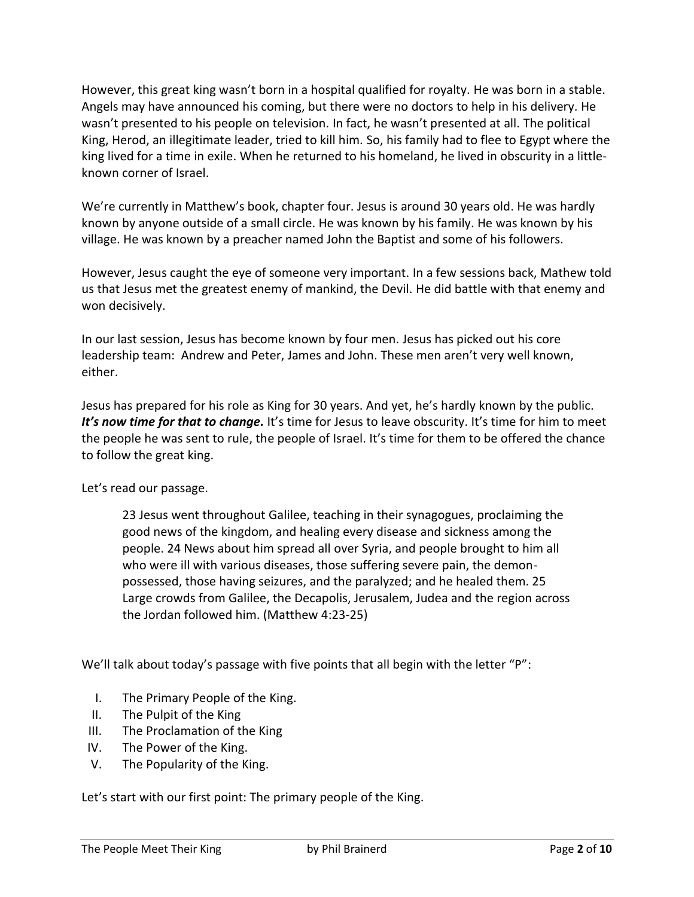However, this great king wasn't born in a hospital qualified for royalty. He was born in a stable. Angels may have announced his coming, but there were no doctors to help in his delivery. He wasn't presented to his people on television. In fact, he wasn't presented at all. The political King, Herod, an illegitimate leader, tried to kill him. So, his family had to flee to Egypt where the king lived for a time in exile. When he returned to his homeland, he lived in obscurity in a little-known corner of Israel.

We're currently in Matthew's book, chapter four. Jesus is around 30 years old. He was hardly known by anyone outside of a small circle. He was known by his family. He was known by his village. He was known by a preacher named John the Baptist and some of his followers.

However, Jesus caught the eye of someone very important. In a few sessions back, Mathew told us that Jesus met the greatest enemy of mankind, the Devil. He did battle with that enemy and won decisively.

In our last session, Jesus has become known by four men. Jesus has picked out his core leadership team: Andrew and Peter, James and John. These men aren't very well known, either.

Jesus has prepared for his role as King for 30 years. And yet, he's hardly known by the public. ***It's now time for that to change.*** It's time for Jesus to leave obscurity. It's time for him to meet the people he was sent to rule, the people of Israel. It's time for them to be offered the chance to follow the great king.

Let's read our passage.

> 23 Jesus went throughout Galilee, teaching in their synagogues, proclaiming the good news of the kingdom, and healing every disease and sickness among the people. 24 News about him spread all over Syria, and people brought to him all who were ill with various diseases, those suffering severe pain, the demon-possessed, those having seizures, and the paralyzed; and he healed them. 25 Large crowds from Galilee, the Decapolis, Jerusalem, Judea and the region across the Jordan followed him. (Matthew 4:23-25)

We'll talk about today's passage with five points that all begin with the letter "P":

I. The Primary People of the King.
II. The Pulpit of the King
III. The Proclamation of the King
IV. The Power of the King.
V. The Popularity of the King.

Let's start with our first point: The primary people of the King.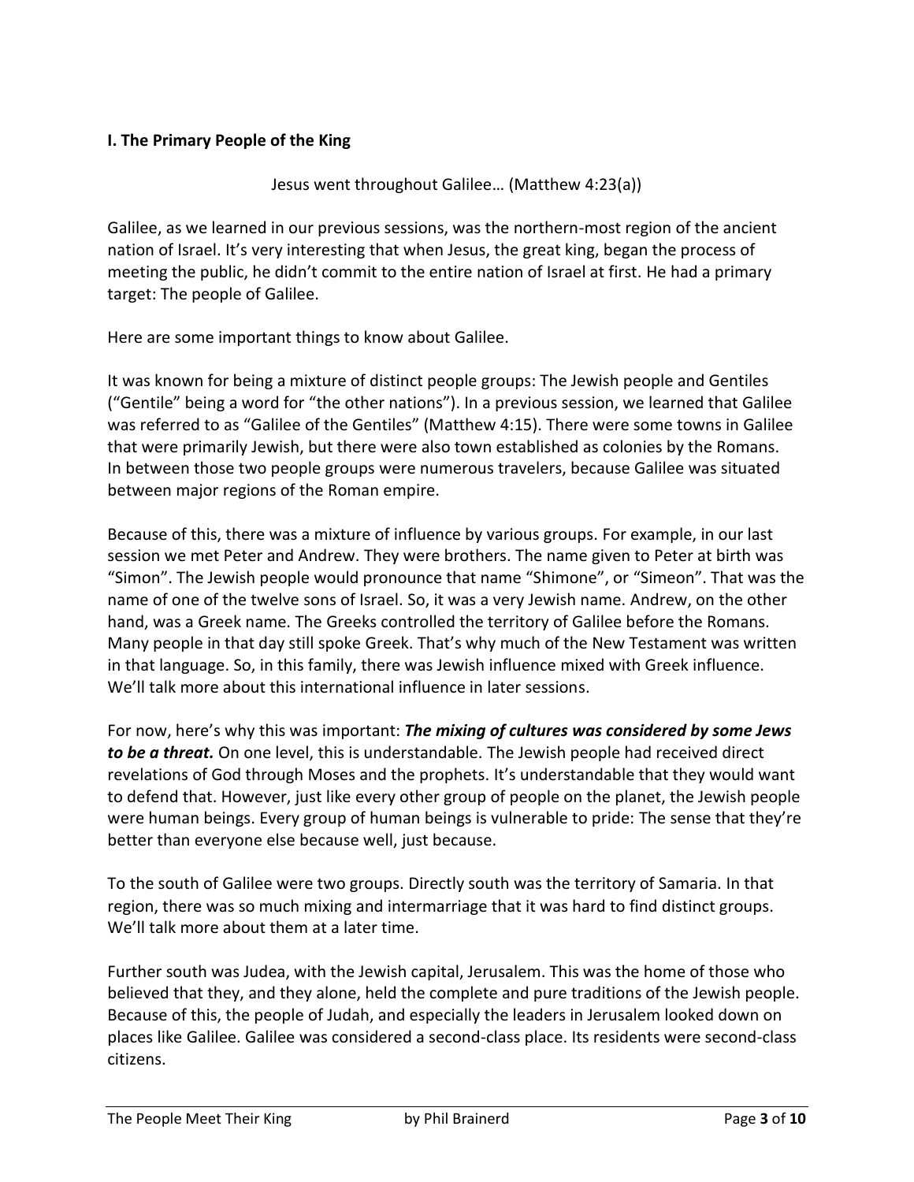**I. The Primary People of the King**

Jesus went throughout Galilee… (Matthew 4:23(a))

Galilee, as we learned in our previous sessions, was the northern-most region of the ancient nation of Israel. It's very interesting that when Jesus, the great king, began the process of meeting the public, he didn't commit to the entire nation of Israel at first. He had a primary target: The people of Galilee.

Here are some important things to know about Galilee.

It was known for being a mixture of distinct people groups: The Jewish people and Gentiles ("Gentile" being a word for "the other nations"). In a previous session, we learned that Galilee was referred to as "Galilee of the Gentiles" (Matthew 4:15). There were some towns in Galilee that were primarily Jewish, but there were also town established as colonies by the Romans. In between those two people groups were numerous travelers, because Galilee was situated between major regions of the Roman empire.

Because of this, there was a mixture of influence by various groups. For example, in our last session we met Peter and Andrew. They were brothers. The name given to Peter at birth was "Simon". The Jewish people would pronounce that name "Shimone", or "Simeon". That was the name of one of the twelve sons of Israel. So, it was a very Jewish name. Andrew, on the other hand, was a Greek name. The Greeks controlled the territory of Galilee before the Romans. Many people in that day still spoke Greek. That's why much of the New Testament was written in that language. So, in this family, there was Jewish influence mixed with Greek influence. We'll talk more about this international influence in later sessions.

For now, here's why this was important: ***The mixing of cultures was considered by some Jews to be a threat.*** On one level, this is understandable. The Jewish people had received direct revelations of God through Moses and the prophets. It's understandable that they would want to defend that. However, just like every other group of people on the planet, the Jewish people were human beings. Every group of human beings is vulnerable to pride: The sense that they're better than everyone else because well, just because.

To the south of Galilee were two groups. Directly south was the territory of Samaria. In that region, there was so much mixing and intermarriage that it was hard to find distinct groups. We'll talk more about them at a later time.

Further south was Judea, with the Jewish capital, Jerusalem. This was the home of those who believed that they, and they alone, held the complete and pure traditions of the Jewish people. Because of this, the people of Judah, and especially the leaders in Jerusalem looked down on places like Galilee. Galilee was considered a second-class place. Its residents were second-class citizens.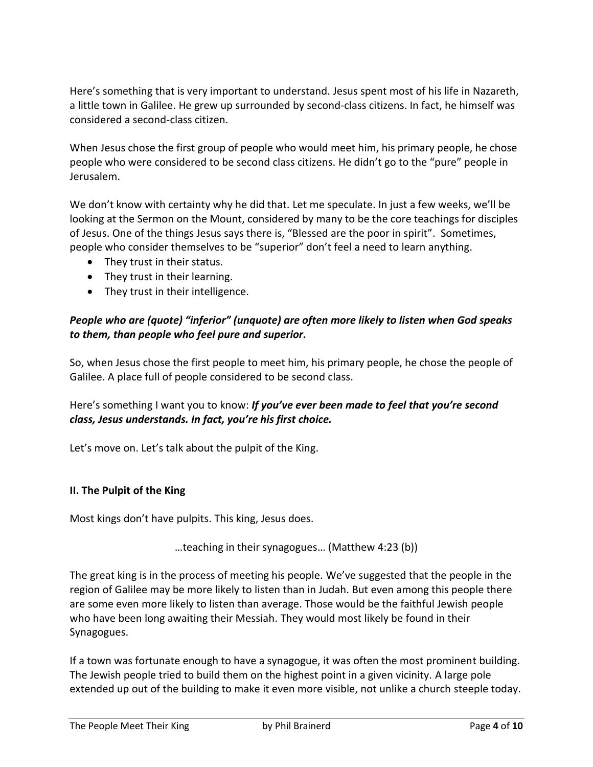Here's something that is very important to understand. Jesus spent most of his life in Nazareth, a little town in Galilee. He grew up surrounded by second-class citizens. In fact, he himself was considered a second-class citizen.

When Jesus chose the first group of people who would meet him, his primary people, he chose people who were considered to be second class citizens. He didn't go to the "pure" people in Jerusalem.

We don't know with certainty why he did that. Let me speculate. In just a few weeks, we'll be looking at the Sermon on the Mount, considered by many to be the core teachings for disciples of Jesus. One of the things Jesus says there is, "Blessed are the poor in spirit". Sometimes, people who consider themselves to be "superior" don't feel a need to learn anything.

- They trust in their status.
- They trust in their learning.
- They trust in their intelligence.

***People who are (quote) "inferior" (unquote) are often more likely to listen when God speaks to them, than people who feel pure and superior.***

So, when Jesus chose the first people to meet him, his primary people, he chose the people of Galilee. A place full of people considered to be second class.

Here's something I want you to know: ***If you've ever been made to feel that you're second class, Jesus understands. In fact, you're his first choice.***

Let's move on. Let's talk about the pulpit of the King.

## II. The Pulpit of the King

Most kings don't have pulpits. This king, Jesus does.

…teaching in their synagogues… (Matthew 4:23 (b))

The great king is in the process of meeting his people. We've suggested that the people in the region of Galilee may be more likely to listen than in Judah. But even among this people there are some even more likely to listen than average. Those would be the faithful Jewish people who have been long awaiting their Messiah. They would most likely be found in their Synagogues.

If a town was fortunate enough to have a synagogue, it was often the most prominent building. The Jewish people tried to build them on the highest point in a given vicinity. A large pole extended up out of the building to make it even more visible, not unlike a church steeple today.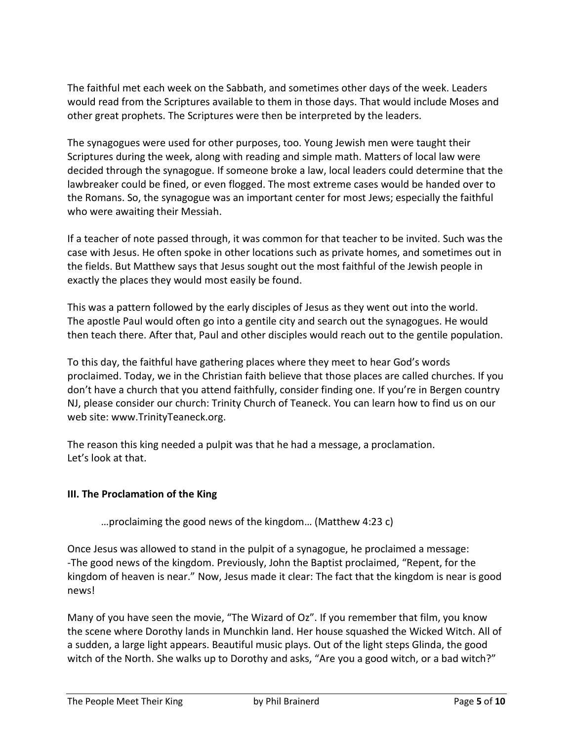The faithful met each week on the Sabbath, and sometimes other days of the week. Leaders would read from the Scriptures available to them in those days. That would include Moses and other great prophets. The Scriptures were then be interpreted by the leaders.

The synagogues were used for other purposes, too. Young Jewish men were taught their Scriptures during the week, along with reading and simple math. Matters of local law were decided through the synagogue. If someone broke a law, local leaders could determine that the lawbreaker could be fined, or even flogged. The most extreme cases would be handed over to the Romans. So, the synagogue was an important center for most Jews; especially the faithful who were awaiting their Messiah.

If a teacher of note passed through, it was common for that teacher to be invited. Such was the case with Jesus. He often spoke in other locations such as private homes, and sometimes out in the fields. But Matthew says that Jesus sought out the most faithful of the Jewish people in exactly the places they would most easily be found.

This was a pattern followed by the early disciples of Jesus as they went out into the world. The apostle Paul would often go into a gentile city and search out the synagogues. He would then teach there. After that, Paul and other disciples would reach out to the gentile population.

To this day, the faithful have gathering places where they meet to hear God's words proclaimed. Today, we in the Christian faith believe that those places are called churches. If you don't have a church that you attend faithfully, consider finding one. If you're in Bergen country NJ, please consider our church: Trinity Church of Teaneck. You can learn how to find us on our web site: www.TrinityTeaneck.org.

The reason this king needed a pulpit was that he had a message, a proclamation.
Let's look at that.

**III. The Proclamation of the King**

> …proclaiming the good news of the kingdom… (Matthew 4:23 c)

Once Jesus was allowed to stand in the pulpit of a synagogue, he proclaimed a message:
-The good news of the kingdom. Previously, John the Baptist proclaimed, "Repent, for the kingdom of heaven is near." Now, Jesus made it clear: The fact that the kingdom is near is good news!

Many of you have seen the movie, "The Wizard of Oz". If you remember that film, you know the scene where Dorothy lands in Munchkin land. Her house squashed the Wicked Witch. All of a sudden, a large light appears. Beautiful music plays. Out of the light steps Glinda, the good witch of the North. She walks up to Dorothy and asks, "Are you a good witch, or a bad witch?"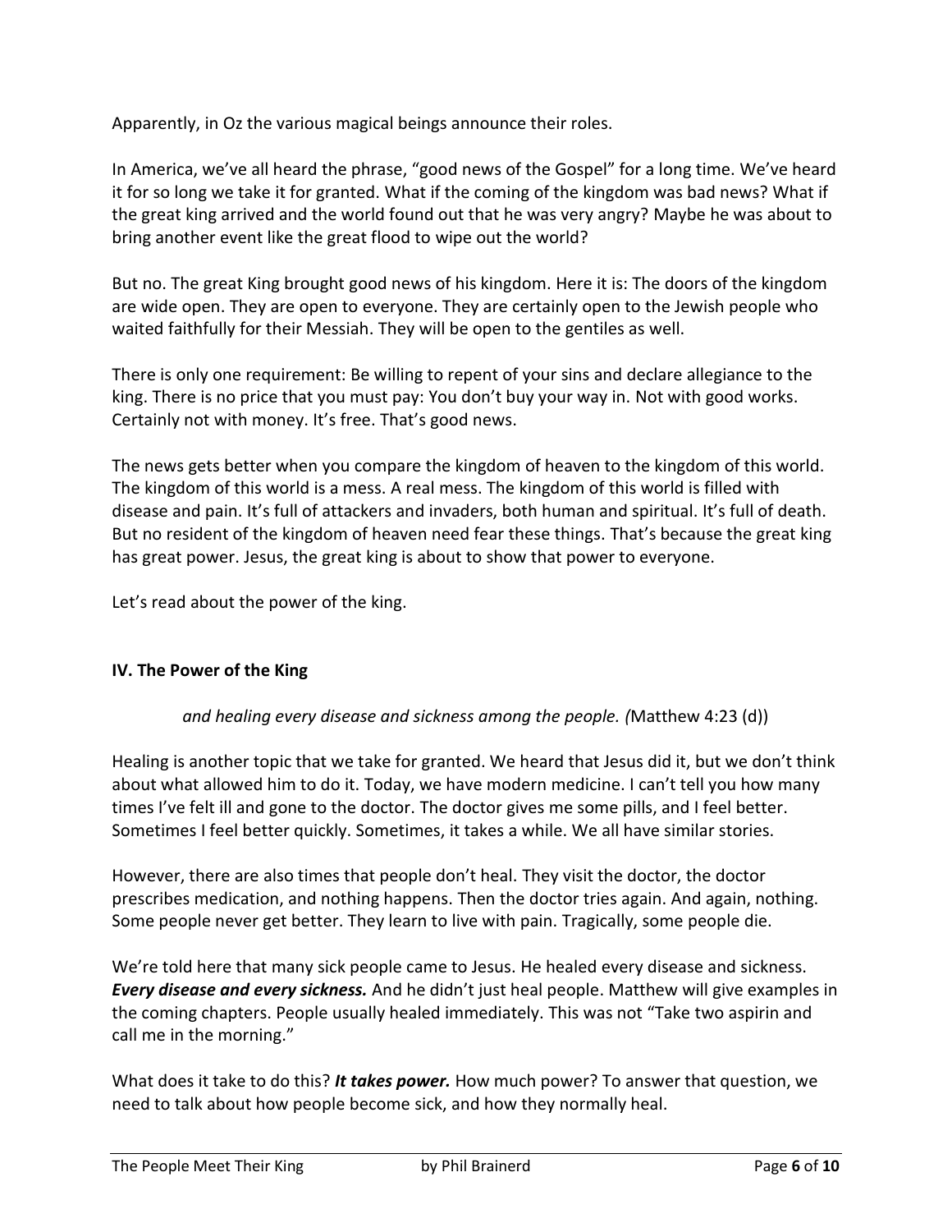Apparently, in Oz the various magical beings announce their roles.

In America, we've all heard the phrase, "good news of the Gospel" for a long time. We've heard it for so long we take it for granted. What if the coming of the kingdom was bad news? What if the great king arrived and the world found out that he was very angry? Maybe he was about to bring another event like the great flood to wipe out the world?

But no. The great King brought good news of his kingdom. Here it is: The doors of the kingdom are wide open. They are open to everyone. They are certainly open to the Jewish people who waited faithfully for their Messiah. They will be open to the gentiles as well.

There is only one requirement: Be willing to repent of your sins and declare allegiance to the king. There is no price that you must pay: You don't buy your way in. Not with good works. Certainly not with money. It's free. That's good news.

The news gets better when you compare the kingdom of heaven to the kingdom of this world. The kingdom of this world is a mess. A real mess. The kingdom of this world is filled with disease and pain. It's full of attackers and invaders, both human and spiritual. It's full of death. But no resident of the kingdom of heaven need fear these things. That's because the great king has great power. Jesus, the great king is about to show that power to everyone.

Let's read about the power of the king.

### IV. The Power of the King

> *and healing every disease and sickness among the people. (*Matthew 4:23 (d))

Healing is another topic that we take for granted. We heard that Jesus did it, but we don't think about what allowed him to do it. Today, we have modern medicine. I can't tell you how many times I've felt ill and gone to the doctor. The doctor gives me some pills, and I feel better. Sometimes I feel better quickly. Sometimes, it takes a while. We all have similar stories.

However, there are also times that people don't heal. They visit the doctor, the doctor prescribes medication, and nothing happens. Then the doctor tries again. And again, nothing. Some people never get better. They learn to live with pain. Tragically, some people die.

We're told here that many sick people came to Jesus. He healed every disease and sickness. ***Every disease and every sickness.*** And he didn't just heal people. Matthew will give examples in the coming chapters. People usually healed immediately. This was not "Take two aspirin and call me in the morning."

What does it take to do this? ***It takes power.*** How much power? To answer that question, we need to talk about how people become sick, and how they normally heal.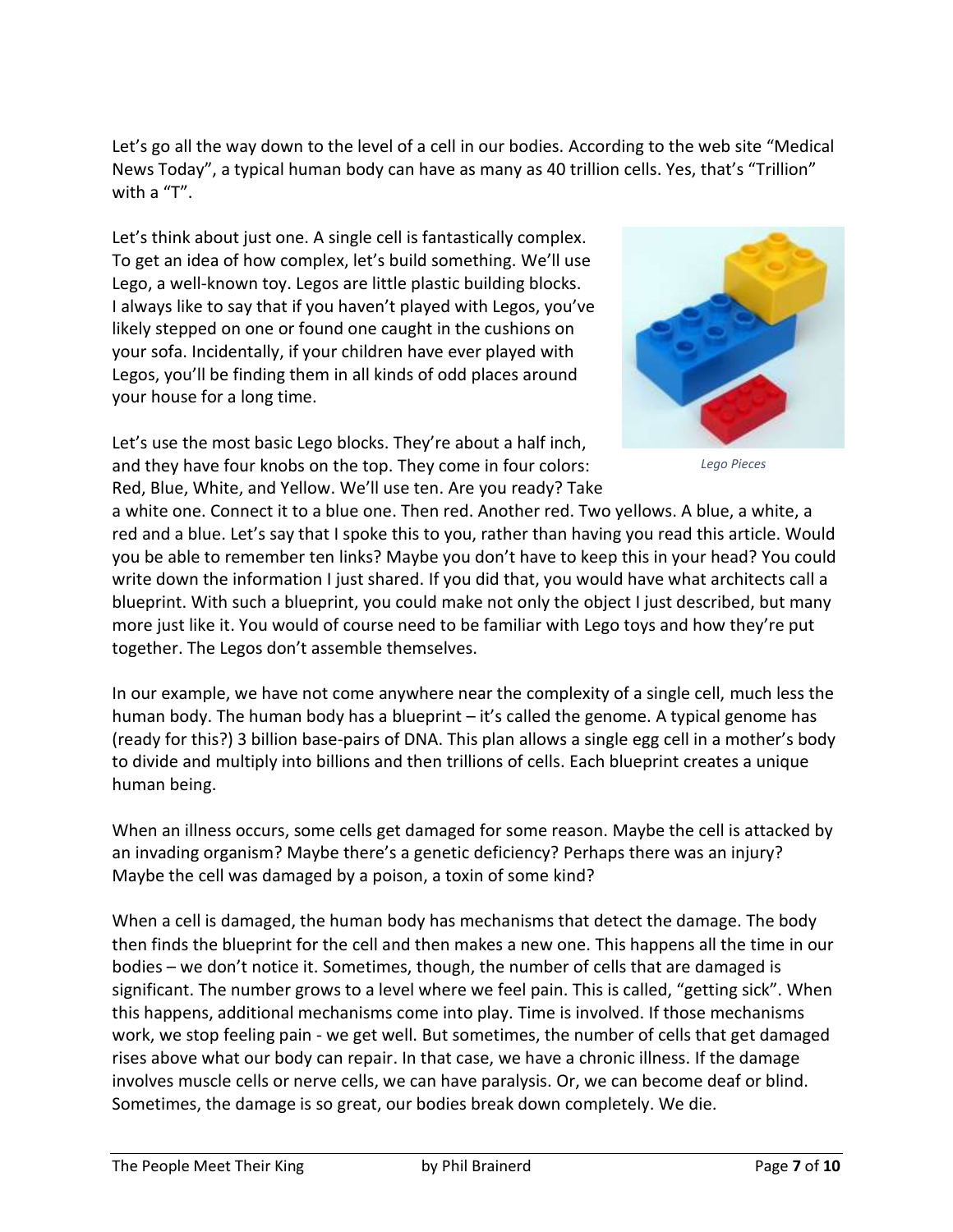Let's go all the way down to the level of a cell in our bodies. According to the web site "Medical News Today", a typical human body can have as many as 40 trillion cells. Yes, that's "Trillion" with a "T".

Let's think about just one. A single cell is fantastically complex. To get an idea of how complex, let's build something. We'll use Lego, a well-known toy. Legos are little plastic building blocks. I always like to say that if you haven't played with Legos, you've likely stepped on one or found one caught in the cushions on your sofa. Incidentally, if your children have ever played with Legos, you'll be finding them in all kinds of odd places around your house for a long time.

*Lego Pieces*

Let's use the most basic Lego blocks. They're about a half inch, and they have four knobs on the top. They come in four colors: Red, Blue, White, and Yellow. We'll use ten. Are you ready? Take a white one. Connect it to a blue one. Then red. Another red. Two yellows. A blue, a white, a red and a blue. Let's say that I spoke this to you, rather than having you read this article. Would you be able to remember ten links? Maybe you don't have to keep this in your head? You could write down the information I just shared. If you did that, you would have what architects call a blueprint. With such a blueprint, you could make not only the object I just described, but many more just like it. You would of course need to be familiar with Lego toys and how they're put together. The Legos don't assemble themselves.

In our example, we have not come anywhere near the complexity of a single cell, much less the human body. The human body has a blueprint – it's called the genome. A typical genome has (ready for this?) 3 billion base-pairs of DNA. This plan allows a single egg cell in a mother's body to divide and multiply into billions and then trillions of cells. Each blueprint creates a unique human being.

When an illness occurs, some cells get damaged for some reason. Maybe the cell is attacked by an invading organism? Maybe there's a genetic deficiency? Perhaps there was an injury? Maybe the cell was damaged by a poison, a toxin of some kind?

When a cell is damaged, the human body has mechanisms that detect the damage. The body then finds the blueprint for the cell and then makes a new one. This happens all the time in our bodies – we don't notice it. Sometimes, though, the number of cells that are damaged is significant. The number grows to a level where we feel pain. This is called, "getting sick". When this happens, additional mechanisms come into play. Time is involved. If those mechanisms work, we stop feeling pain - we get well. But sometimes, the number of cells that get damaged rises above what our body can repair. In that case, we have a chronic illness. If the damage involves muscle cells or nerve cells, we can have paralysis. Or, we can become deaf or blind. Sometimes, the damage is so great, our bodies break down completely. We die.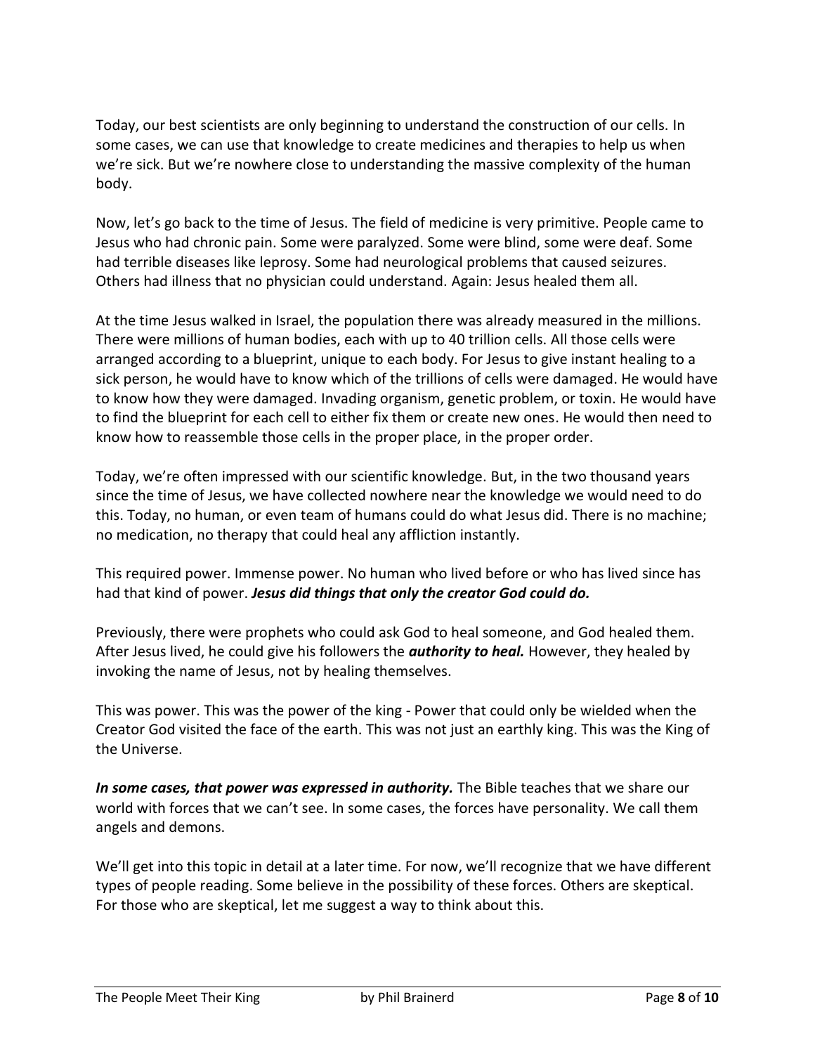Today, our best scientists are only beginning to understand the construction of our cells. In some cases, we can use that knowledge to create medicines and therapies to help us when we're sick. But we're nowhere close to understanding the massive complexity of the human body.

Now, let's go back to the time of Jesus. The field of medicine is very primitive. People came to Jesus who had chronic pain. Some were paralyzed. Some were blind, some were deaf. Some had terrible diseases like leprosy. Some had neurological problems that caused seizures. Others had illness that no physician could understand. Again: Jesus healed them all.

At the time Jesus walked in Israel, the population there was already measured in the millions. There were millions of human bodies, each with up to 40 trillion cells. All those cells were arranged according to a blueprint, unique to each body. For Jesus to give instant healing to a sick person, he would have to know which of the trillions of cells were damaged. He would have to know how they were damaged. Invading organism, genetic problem, or toxin. He would have to find the blueprint for each cell to either fix them or create new ones. He would then need to know how to reassemble those cells in the proper place, in the proper order.

Today, we're often impressed with our scientific knowledge. But, in the two thousand years since the time of Jesus, we have collected nowhere near the knowledge we would need to do this. Today, no human, or even team of humans could do what Jesus did. There is no machine; no medication, no therapy that could heal any affliction instantly.

This required power. Immense power. No human who lived before or who has lived since has had that kind of power. ***Jesus did things that only the creator God could do.***

Previously, there were prophets who could ask God to heal someone, and God healed them. After Jesus lived, he could give his followers the ***authority to heal.*** However, they healed by invoking the name of Jesus, not by healing themselves.

This was power. This was the power of the king - Power that could only be wielded when the Creator God visited the face of the earth. This was not just an earthly king. This was the King of the Universe.

***In some cases, that power was expressed in authority.*** The Bible teaches that we share our world with forces that we can't see. In some cases, the forces have personality. We call them angels and demons.

We'll get into this topic in detail at a later time. For now, we'll recognize that we have different types of people reading. Some believe in the possibility of these forces. Others are skeptical. For those who are skeptical, let me suggest a way to think about this.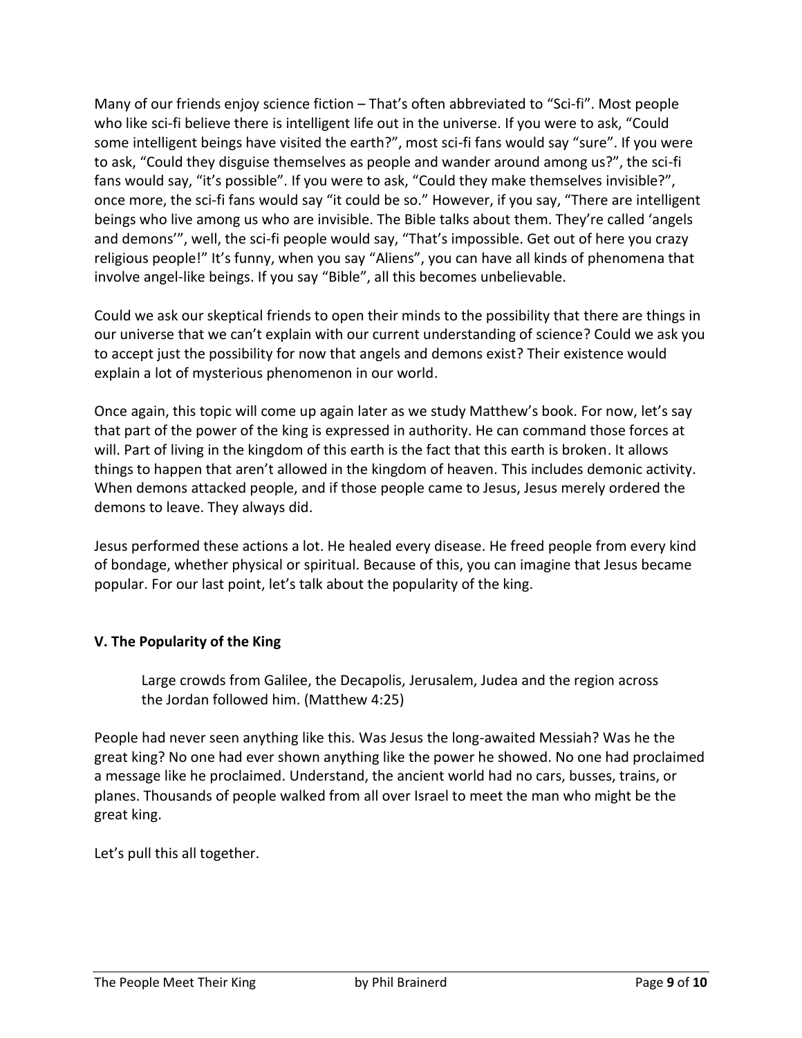Many of our friends enjoy science fiction – That's often abbreviated to "Sci-fi". Most people who like sci-fi believe there is intelligent life out in the universe. If you were to ask, "Could some intelligent beings have visited the earth?", most sci-fi fans would say "sure". If you were to ask, "Could they disguise themselves as people and wander around among us?", the sci-fi fans would say, "it's possible". If you were to ask, "Could they make themselves invisible?", once more, the sci-fi fans would say "it could be so." However, if you say, "There are intelligent beings who live among us who are invisible. The Bible talks about them. They're called 'angels and demons'", well, the sci-fi people would say, "That's impossible. Get out of here you crazy religious people!" It's funny, when you say "Aliens", you can have all kinds of phenomena that involve angel-like beings. If you say "Bible", all this becomes unbelievable.

Could we ask our skeptical friends to open their minds to the possibility that there are things in our universe that we can't explain with our current understanding of science? Could we ask you to accept just the possibility for now that angels and demons exist? Their existence would explain a lot of mysterious phenomenon in our world.

Once again, this topic will come up again later as we study Matthew's book. For now, let's say that part of the power of the king is expressed in authority. He can command those forces at will. Part of living in the kingdom of this earth is the fact that this earth is broken. It allows things to happen that aren't allowed in the kingdom of heaven. This includes demonic activity. When demons attacked people, and if those people came to Jesus, Jesus merely ordered the demons to leave. They always did.

Jesus performed these actions a lot. He healed every disease. He freed people from every kind of bondage, whether physical or spiritual. Because of this, you can imagine that Jesus became popular. For our last point, let's talk about the popularity of the king.

### V. The Popularity of the King

> Large crowds from Galilee, the Decapolis, Jerusalem, Judea and the region across the Jordan followed him. (Matthew 4:25)

People had never seen anything like this. Was Jesus the long-awaited Messiah? Was he the great king? No one had ever shown anything like the power he showed. No one had proclaimed a message like he proclaimed. Understand, the ancient world had no cars, busses, trains, or planes. Thousands of people walked from all over Israel to meet the man who might be the great king.

Let's pull this all together.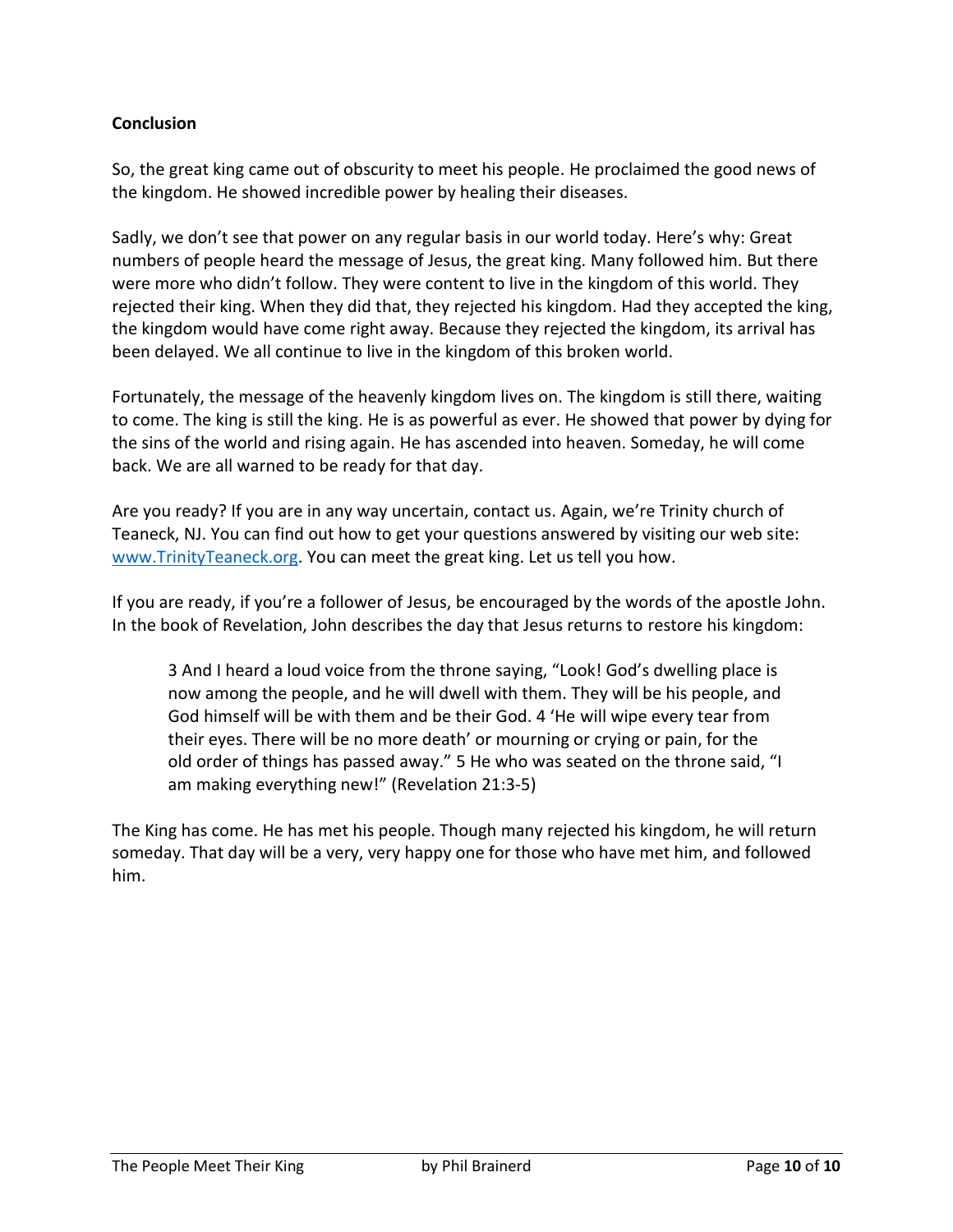**Conclusion**

So, the great king came out of obscurity to meet his people. He proclaimed the good news of the kingdom. He showed incredible power by healing their diseases.

Sadly, we don't see that power on any regular basis in our world today. Here's why: Great numbers of people heard the message of Jesus, the great king. Many followed him. But there were more who didn't follow. They were content to live in the kingdom of this world. They rejected their king. When they did that, they rejected his kingdom. Had they accepted the king, the kingdom would have come right away. Because they rejected the kingdom, its arrival has been delayed. We all continue to live in the kingdom of this broken world.

Fortunately, the message of the heavenly kingdom lives on. The kingdom is still there, waiting to come. The king is still the king. He is as powerful as ever. He showed that power by dying for the sins of the world and rising again. He has ascended into heaven. Someday, he will come back. We are all warned to be ready for that day.

Are you ready? If you are in any way uncertain, contact us. Again, we're Trinity church of Teaneck, NJ. You can find out how to get your questions answered by visiting our web site: [www.TrinityTeaneck.org](http://www.TrinityTeaneck.org). You can meet the great king. Let us tell you how.

If you are ready, if you're a follower of Jesus, be encouraged by the words of the apostle John. In the book of Revelation, John describes the day that Jesus returns to restore his kingdom:

> 3 And I heard a loud voice from the throne saying, "Look! God's dwelling place is now among the people, and he will dwell with them. They will be his people, and God himself will be with them and be their God. 4 'He will wipe every tear from their eyes. There will be no more death' or mourning or crying or pain, for the old order of things has passed away." 5 He who was seated on the throne said, "I am making everything new!" (Revelation 21:3-5)

The King has come. He has met his people. Though many rejected his kingdom, he will return someday. That day will be a very, very happy one for those who have met him, and followed him.